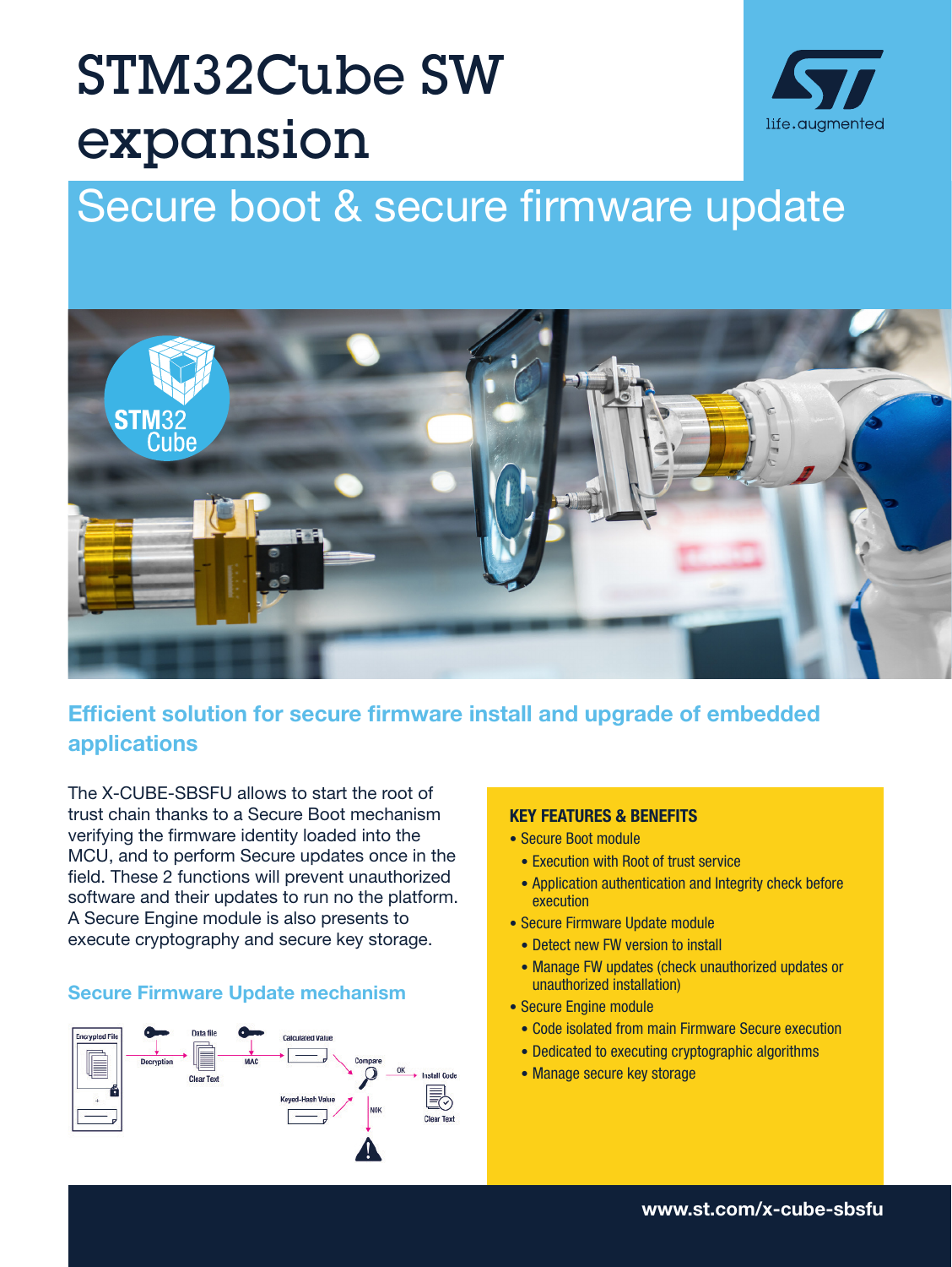# STM32Cube SW expansion

## Secure boot & secure firmware update

### Efficient solution for secure firmware install and upgrade of embedded applications

The X-CUBE-SBSFU allows to start the root of trust chain thanks to a Secure Boot mechanism verifying the firmware identity loaded into the MCU, and to perform Secure updates once in the field. These 2 functions will prevent unauthorized software and their updates to run no the platform. A Secure Engine module is also presents to execute cryptography and secure key storage.

### Secure Firmware Update mechanism

Encrypted File → Decryption → Data file (Clear Text) → MAC → Calculated Value → Compare ← Keyed-Hash Value

Compare → OK → Install Code (Clear Text)

Compare → NOK → ⚠

### KEY FEATURES & BENEFITS

- Secure Boot module
  - Execution with Root of trust service
  - Application authentication and Integrity check before execution
- Secure Firmware Update module
  - Detect new FW version to install
  - Manage FW updates (check unauthorized updates or unauthorized installation)
- Secure Engine module
  - Code isolated from main Firmware Secure execution
  - Dedicated to executing cryptographic algorithms
  - Manage secure key storage

www.st.com/x-cube-sbsfu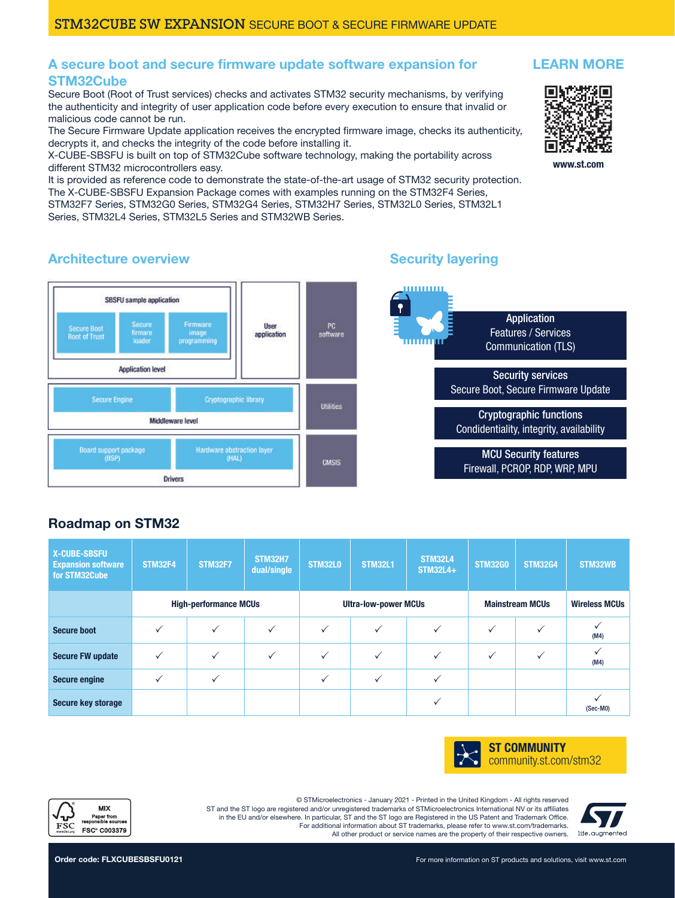## A secure boot and secure firmware update software expansion for STM32Cube

Secure Boot (Root of Trust services) checks and activates STM32 security mechanisms, by verifying the authenticity and integrity of user application code before every execution to ensure that invalid or malicious code cannot be run.

The Secure Firmware Update application receives the encrypted firmware image, checks its authenticity, decrypts it, and checks the integrity of the code before installing it.

X-CUBE-SBSFU is built on top of STM32Cube software technology, making the portability across different STM32 microcontrollers easy.

It is provided as reference code to demonstrate the state-of-the-art usage of STM32 security protection. The X-CUBE-SBSFU Expansion Package comes with examples running on the STM32F4 Series, STM32F7 Series, STM32G0 Series, STM32G4 Series, STM32H7 Series, STM32L0 Series, STM32L1 Series, STM32L4 Series, STM32L5 Series and STM32WB Series.

## LEARN MORE

www.st.com

## Architecture overview

SBSFU sample application

Secure Boot Root of Trust

Secure firmware loader

Firmware image programming

Application level

User application

PC software

Secure Engine

Cryptographic library

Middleware level

Utilities

Board support package (BSP)

Hardware abstraction layer (HAL)

Drivers

CMSIS

## Security layering

Application
Features / Services
Communication (TLS)

Security services
Secure Boot, Secure Firmware Update

Cryptographic functions
Condidentiality, integrity, availability

MCU Security features
Firewall, PCROP, RDP, WRP, MPU

## Roadmap on STM32

| X-CUBE-SBSFU Expansion software for STM32Cube | STM32F4 | STM32F7 | STM32H7 dual/single | STM32L0 | STM32L1 | STM32L4 STM32L4+ | STM32G0 | STM32G4 | STM32WB |
|---|---|---|---|---|---|---|---|---|---|
| | High-performance MCUs | | | Ultra-low-power MCUs | | | Mainstream MCUs | | Wireless MCUs |
| Secure boot | ✓ | ✓ | ✓ | ✓ | ✓ | ✓ | ✓ | ✓ | ✓ (M4) |
| Secure FW update | ✓ | ✓ | ✓ | ✓ | ✓ | ✓ | ✓ | ✓ | ✓ (M4) |
| Secure engine | ✓ | ✓ | | ✓ | ✓ | ✓ | | | |
| Secure key storage | | | | | | ✓ | | | ✓ (Sec-M0) |

**ST COMMUNITY**
community.st.com/stm32

© STMicroelectronics - January 2021 - Printed in the United Kingdom - All rights reserved
ST and the ST logo are registered and/or unregistered trademarks of STMicroelectronics International NV or its affiliates in the EU and/or elsewhere. In particular, ST and the ST logo are Registered in the US Patent and Trademark Office. For additional information about ST trademarks, please refer to www.st.com/trademarks.
All other product or service names are the property of their respective owners.

Order code: FLXCUBESBSFU0121

For more information on ST products and solutions, visit www.st.com